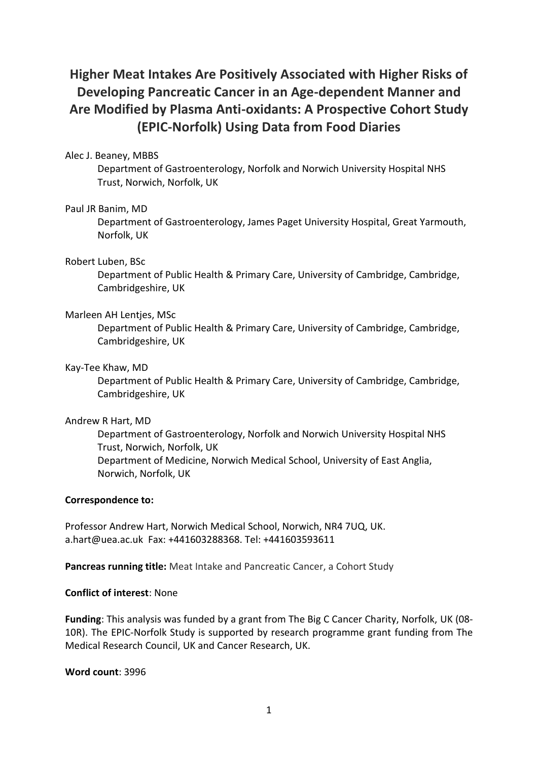# Higher Meat Intakes Are Positively Associated with Higher Risks of Developing Pancreatic Cancer in an Age-dependent Manner and Are Modified by Plasma Anti-oxidants: A Prospective Cohort Study (EPIC-Norfolk) Using Data from Food Diaries

Alec J. Beaney, MBBS
Department of Gastroenterology, Norfolk and Norwich University Hospital NHS Trust, Norwich, Norfolk, UK

Paul JR Banim, MD
Department of Gastroenterology, James Paget University Hospital, Great Yarmouth, Norfolk, UK

Robert Luben, BSc
Department of Public Health & Primary Care, University of Cambridge, Cambridge, Cambridgeshire, UK

Marleen AH Lentjes, MSc
Department of Public Health & Primary Care, University of Cambridge, Cambridge, Cambridgeshire, UK

Kay-Tee Khaw, MD
Department of Public Health & Primary Care, University of Cambridge, Cambridge, Cambridgeshire, UK

Andrew R Hart, MD
Department of Gastroenterology, Norfolk and Norwich University Hospital NHS Trust, Norwich, Norfolk, UK
Department of Medicine, Norwich Medical School, University of East Anglia, Norwich, Norfolk, UK

**Correspondence to:**

Professor Andrew Hart, Norwich Medical School, Norwich, NR4 7UQ, UK. a.hart@uea.ac.uk Fax: +441603288368. Tel: +441603593611

**Pancreas running title:** Meat Intake and Pancreatic Cancer, a Cohort Study

**Conflict of interest**: None

**Funding**: This analysis was funded by a grant from The Big C Cancer Charity, Norfolk, UK (08-10R). The EPIC-Norfolk Study is supported by research programme grant funding from The Medical Research Council, UK and Cancer Research, UK.

**Word count**: 3996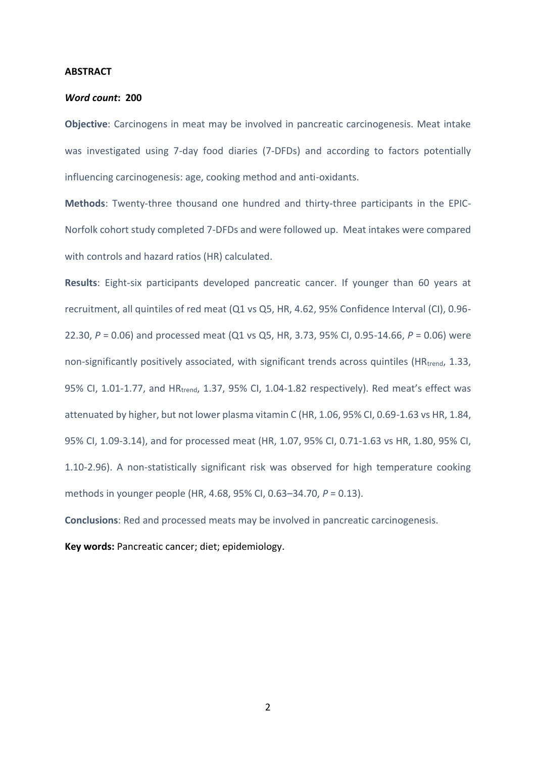**ABSTRACT**

***Word count*: 200**

**Objective**: Carcinogens in meat may be involved in pancreatic carcinogenesis. Meat intake was investigated using 7-day food diaries (7-DFDs) and according to factors potentially influencing carcinogenesis: age, cooking method and anti-oxidants.

**Methods**: Twenty-three thousand one hundred and thirty-three participants in the EPIC-Norfolk cohort study completed 7-DFDs and were followed up. Meat intakes were compared with controls and hazard ratios (HR) calculated.

**Results**: Eight-six participants developed pancreatic cancer. If younger than 60 years at recruitment, all quintiles of red meat (Q1 vs Q5, HR, 4.62, 95% Confidence Interval (CI), 0.96-22.30, *P* = 0.06) and processed meat (Q1 vs Q5, HR, 3.73, 95% CI, 0.95-14.66, *P* = 0.06) were non-significantly positively associated, with significant trends across quintiles ($HR_{trend}$, 1.33, 95% CI, 1.01-1.77, and $HR_{trend}$, 1.37, 95% CI, 1.04-1.82 respectively). Red meat's effect was attenuated by higher, but not lower plasma vitamin C (HR, 1.06, 95% CI, 0.69-1.63 vs HR, 1.84, 95% CI, 1.09-3.14), and for processed meat (HR, 1.07, 95% CI, 0.71-1.63 vs HR, 1.80, 95% CI, 1.10-2.96). A non-statistically significant risk was observed for high temperature cooking methods in younger people (HR, 4.68, 95% CI, 0.63–34.70, *P* = 0.13).

**Conclusions**: Red and processed meats may be involved in pancreatic carcinogenesis.

**Key words:** Pancreatic cancer; diet; epidemiology.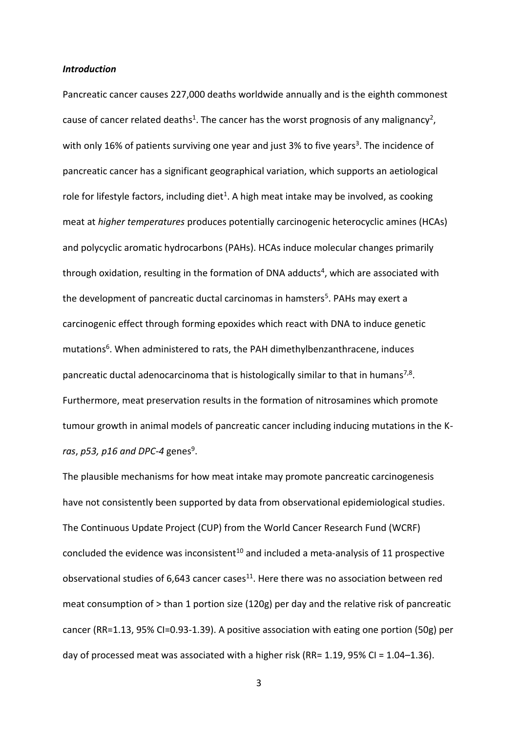### *Introduction*

Pancreatic cancer causes 227,000 deaths worldwide annually and is the eighth commonest cause of cancer related deaths[1]. The cancer has the worst prognosis of any malignancy[2], with only 16% of patients surviving one year and just 3% to five years[3]. The incidence of pancreatic cancer has a significant geographical variation, which supports an aetiological role for lifestyle factors, including diet[1]. A high meat intake may be involved, as cooking meat at *higher temperatures* produces potentially carcinogenic heterocyclic amines (HCAs) and polycyclic aromatic hydrocarbons (PAHs). HCAs induce molecular changes primarily through oxidation, resulting in the formation of DNA adducts[4], which are associated with the development of pancreatic ductal carcinomas in hamsters[5]. PAHs may exert a carcinogenic effect through forming epoxides which react with DNA to induce genetic mutations[6]. When administered to rats, the PAH dimethylbenzanthracene, induces pancreatic ductal adenocarcinoma that is histologically similar to that in humans[7,8]. Furthermore, meat preservation results in the formation of nitrosamines which promote tumour growth in animal models of pancreatic cancer including inducing mutations in the K-*ras*, *p53, p16 and DPC-4* genes[9].

The plausible mechanisms for how meat intake may promote pancreatic carcinogenesis have not consistently been supported by data from observational epidemiological studies. The Continuous Update Project (CUP) from the World Cancer Research Fund (WCRF) concluded the evidence was inconsistent[10] and included a meta-analysis of 11 prospective observational studies of 6,643 cancer cases[11]. Here there was no association between red meat consumption of > than 1 portion size (120g) per day and the relative risk of pancreatic cancer (RR=1.13, 95% CI=0.93-1.39). A positive association with eating one portion (50g) per day of processed meat was associated with a higher risk (RR= 1.19, 95% CI = 1.04–1.36).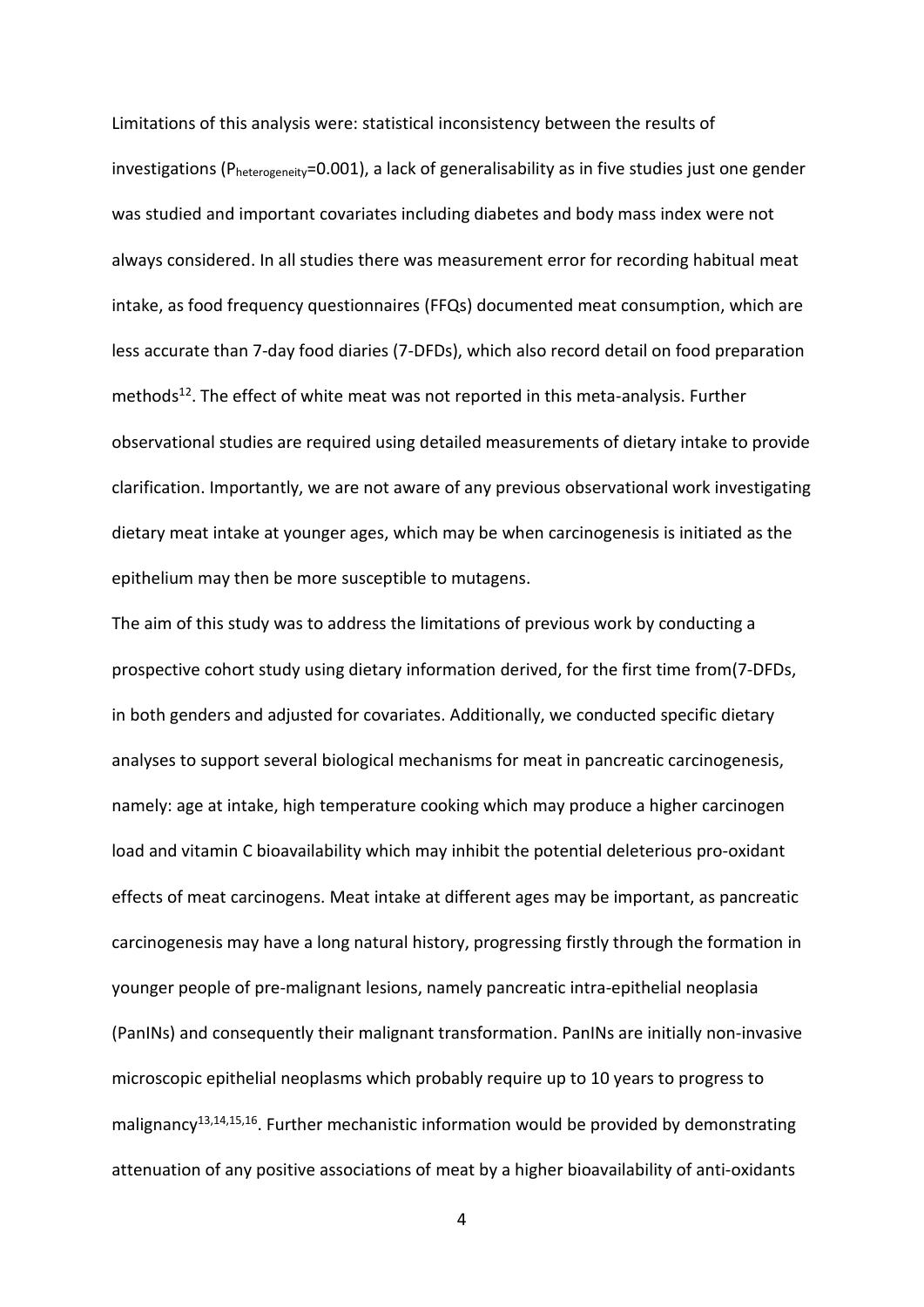Limitations of this analysis were: statistical inconsistency between the results of investigations ($P_{heterogeneity}$=0.001), a lack of generalisability as in five studies just one gender was studied and important covariates including diabetes and body mass index were not always considered. In all studies there was measurement error for recording habitual meat intake, as food frequency questionnaires (FFQs) documented meat consumption, which are less accurate than 7-day food diaries (7-DFDs), which also record detail on food preparation methods[12]. The effect of white meat was not reported in this meta-analysis. Further observational studies are required using detailed measurements of dietary intake to provide clarification. Importantly, we are not aware of any previous observational work investigating dietary meat intake at younger ages, which may be when carcinogenesis is initiated as the epithelium may then be more susceptible to mutagens.

The aim of this study was to address the limitations of previous work by conducting a prospective cohort study using dietary information derived, for the first time from(7-DFDs, in both genders and adjusted for covariates. Additionally, we conducted specific dietary analyses to support several biological mechanisms for meat in pancreatic carcinogenesis, namely: age at intake, high temperature cooking which may produce a higher carcinogen load and vitamin C bioavailability which may inhibit the potential deleterious pro-oxidant effects of meat carcinogens. Meat intake at different ages may be important, as pancreatic carcinogenesis may have a long natural history, progressing firstly through the formation in younger people of pre-malignant lesions, namely pancreatic intra-epithelial neoplasia (PanINs) and consequently their malignant transformation. PanINs are initially non-invasive microscopic epithelial neoplasms which probably require up to 10 years to progress to malignancy[13,14,15,16]. Further mechanistic information would be provided by demonstrating attenuation of any positive associations of meat by a higher bioavailability of anti-oxidants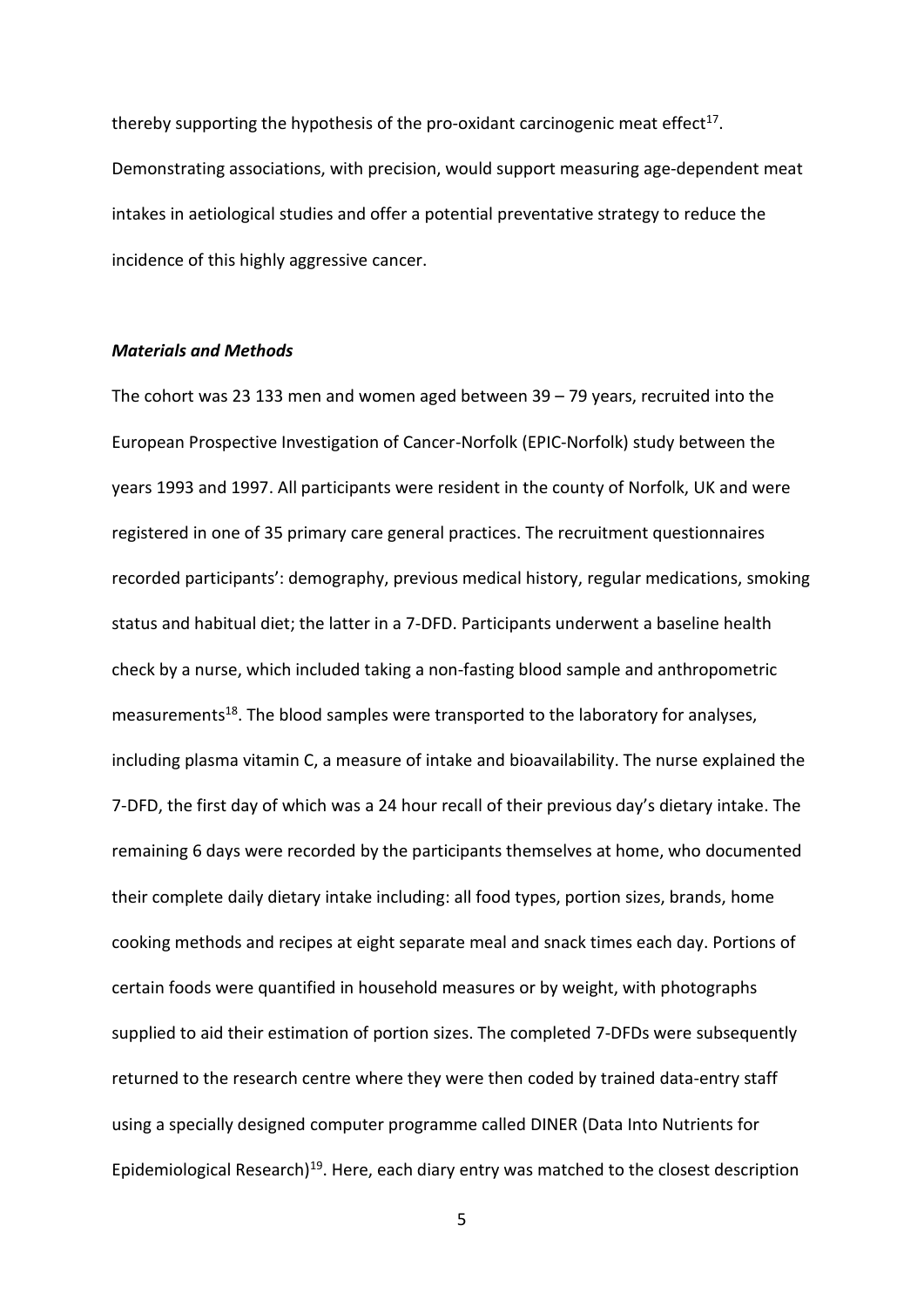thereby supporting the hypothesis of the pro-oxidant carcinogenic meat effect[17]. Demonstrating associations, with precision, would support measuring age-dependent meat intakes in aetiological studies and offer a potential preventative strategy to reduce the incidence of this highly aggressive cancer.

### *Materials and Methods*

The cohort was 23 133 men and women aged between 39 – 79 years, recruited into the European Prospective Investigation of Cancer-Norfolk (EPIC-Norfolk) study between the years 1993 and 1997. All participants were resident in the county of Norfolk, UK and were registered in one of 35 primary care general practices. The recruitment questionnaires recorded participants': demography, previous medical history, regular medications, smoking status and habitual diet; the latter in a 7-DFD. Participants underwent a baseline health check by a nurse, which included taking a non-fasting blood sample and anthropometric measurements[18]. The blood samples were transported to the laboratory for analyses, including plasma vitamin C, a measure of intake and bioavailability. The nurse explained the 7-DFD, the first day of which was a 24 hour recall of their previous day's dietary intake. The remaining 6 days were recorded by the participants themselves at home, who documented their complete daily dietary intake including: all food types, portion sizes, brands, home cooking methods and recipes at eight separate meal and snack times each day. Portions of certain foods were quantified in household measures or by weight, with photographs supplied to aid their estimation of portion sizes. The completed 7-DFDs were subsequently returned to the research centre where they were then coded by trained data-entry staff using a specially designed computer programme called DINER (Data Into Nutrients for Epidemiological Research)[19]. Here, each diary entry was matched to the closest description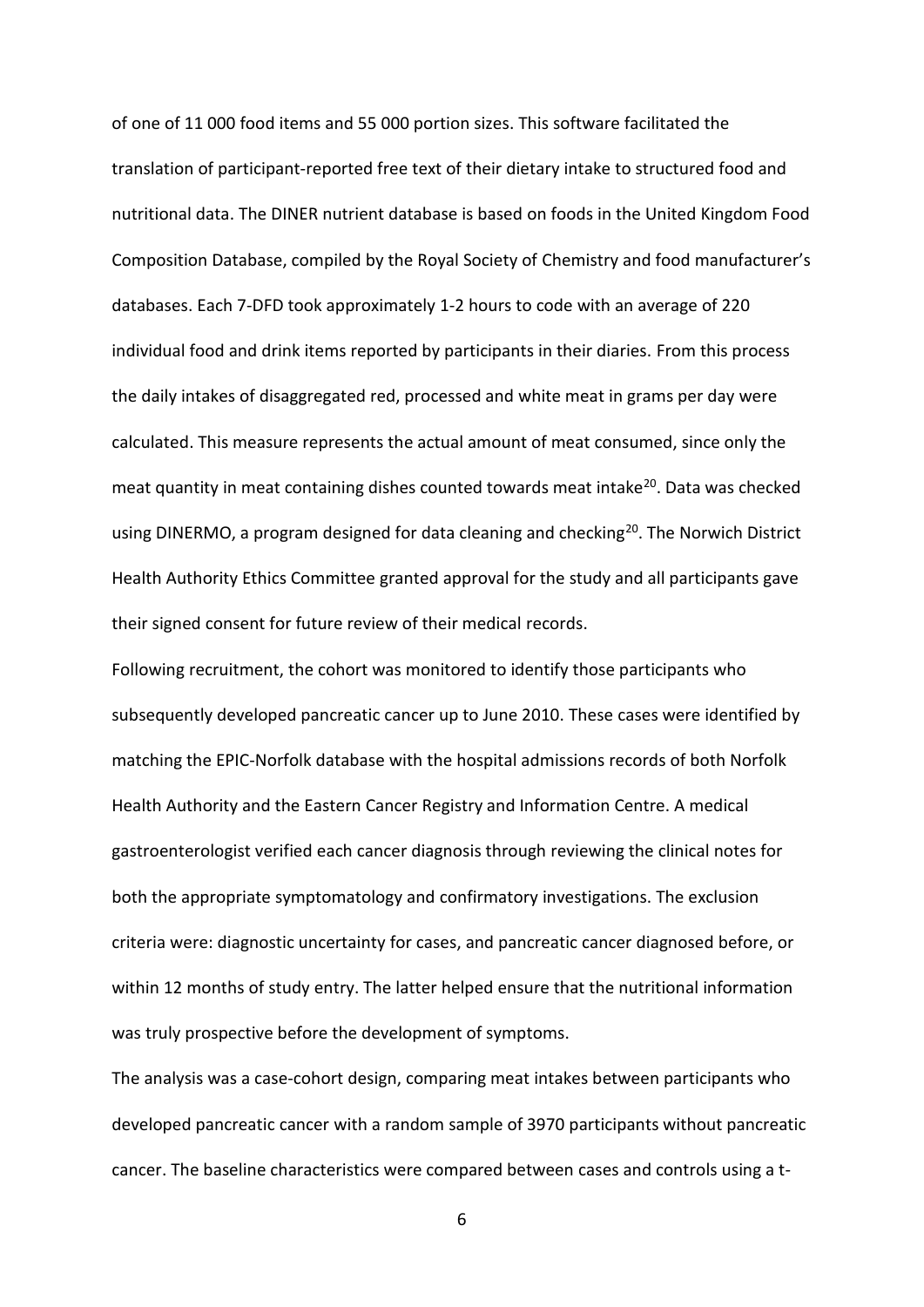of one of 11 000 food items and 55 000 portion sizes. This software facilitated the translation of participant-reported free text of their dietary intake to structured food and nutritional data. The DINER nutrient database is based on foods in the United Kingdom Food Composition Database, compiled by the Royal Society of Chemistry and food manufacturer's databases. Each 7-DFD took approximately 1-2 hours to code with an average of 220 individual food and drink items reported by participants in their diaries. From this process the daily intakes of disaggregated red, processed and white meat in grams per day were calculated. This measure represents the actual amount of meat consumed, since only the meat quantity in meat containing dishes counted towards meat intake[20]. Data was checked using DINERMO, a program designed for data cleaning and checking[20]. The Norwich District Health Authority Ethics Committee granted approval for the study and all participants gave their signed consent for future review of their medical records.

Following recruitment, the cohort was monitored to identify those participants who subsequently developed pancreatic cancer up to June 2010. These cases were identified by matching the EPIC-Norfolk database with the hospital admissions records of both Norfolk Health Authority and the Eastern Cancer Registry and Information Centre. A medical gastroenterologist verified each cancer diagnosis through reviewing the clinical notes for both the appropriate symptomatology and confirmatory investigations. The exclusion criteria were: diagnostic uncertainty for cases, and pancreatic cancer diagnosed before, or within 12 months of study entry. The latter helped ensure that the nutritional information was truly prospective before the development of symptoms.

The analysis was a case-cohort design, comparing meat intakes between participants who developed pancreatic cancer with a random sample of 3970 participants without pancreatic cancer. The baseline characteristics were compared between cases and controls using a t-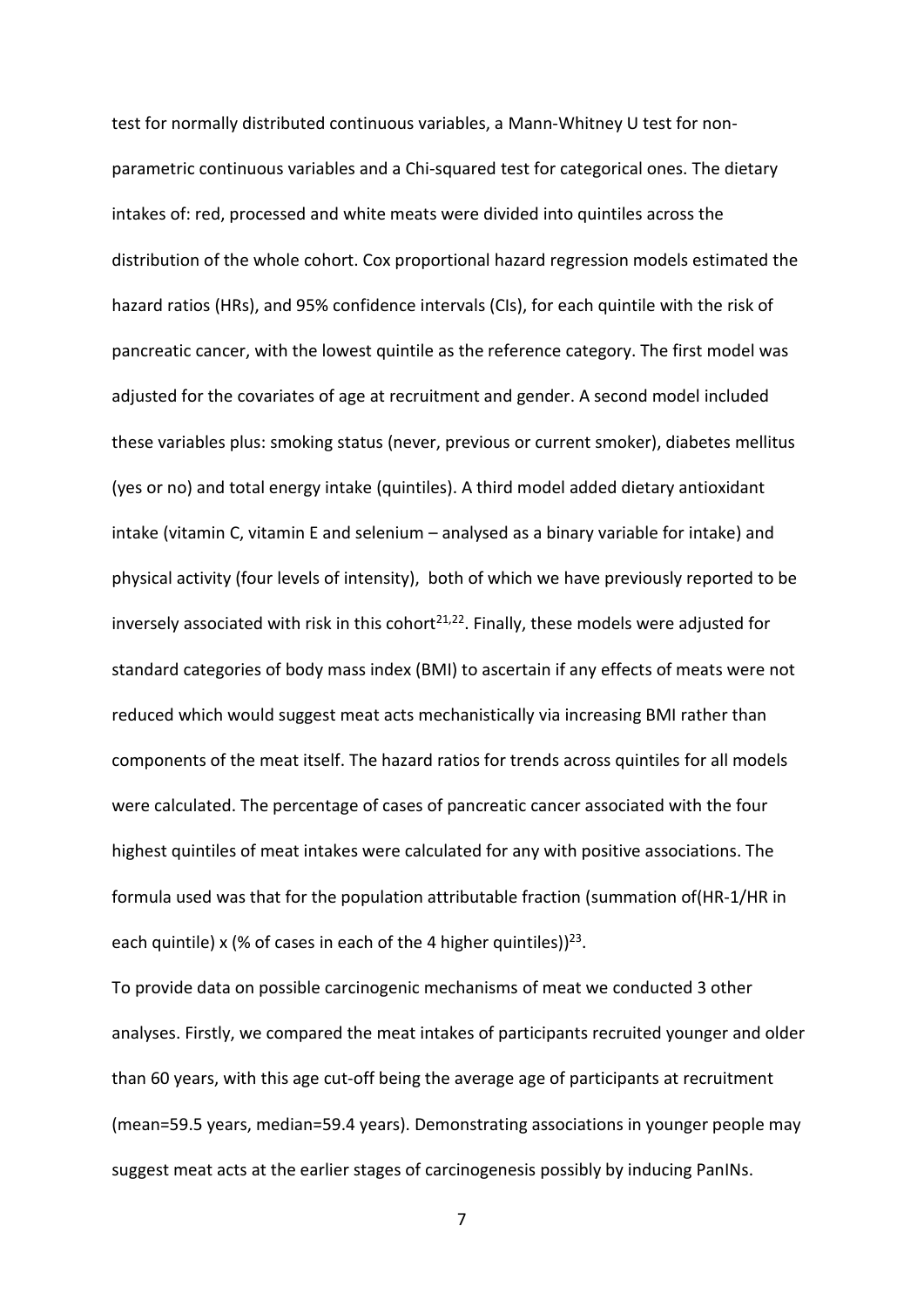test for normally distributed continuous variables, a Mann-Whitney U test for non-parametric continuous variables and a Chi-squared test for categorical ones. The dietary intakes of: red, processed and white meats were divided into quintiles across the distribution of the whole cohort. Cox proportional hazard regression models estimated the hazard ratios (HRs), and 95% confidence intervals (CIs), for each quintile with the risk of pancreatic cancer, with the lowest quintile as the reference category. The first model was adjusted for the covariates of age at recruitment and gender. A second model included these variables plus: smoking status (never, previous or current smoker), diabetes mellitus (yes or no) and total energy intake (quintiles). A third model added dietary antioxidant intake (vitamin C, vitamin E and selenium – analysed as a binary variable for intake) and physical activity (four levels of intensity), both of which we have previously reported to be inversely associated with risk in this cohort[21,22]. Finally, these models were adjusted for standard categories of body mass index (BMI) to ascertain if any effects of meats were not reduced which would suggest meat acts mechanistically via increasing BMI rather than components of the meat itself. The hazard ratios for trends across quintiles for all models were calculated. The percentage of cases of pancreatic cancer associated with the four highest quintiles of meat intakes were calculated for any with positive associations. The formula used was that for the population attributable fraction (summation of(HR-1/HR in each quintile) x (% of cases in each of the 4 higher quintiles))[23].

To provide data on possible carcinogenic mechanisms of meat we conducted 3 other analyses. Firstly, we compared the meat intakes of participants recruited younger and older than 60 years, with this age cut-off being the average age of participants at recruitment (mean=59.5 years, median=59.4 years). Demonstrating associations in younger people may suggest meat acts at the earlier stages of carcinogenesis possibly by inducing PanINs.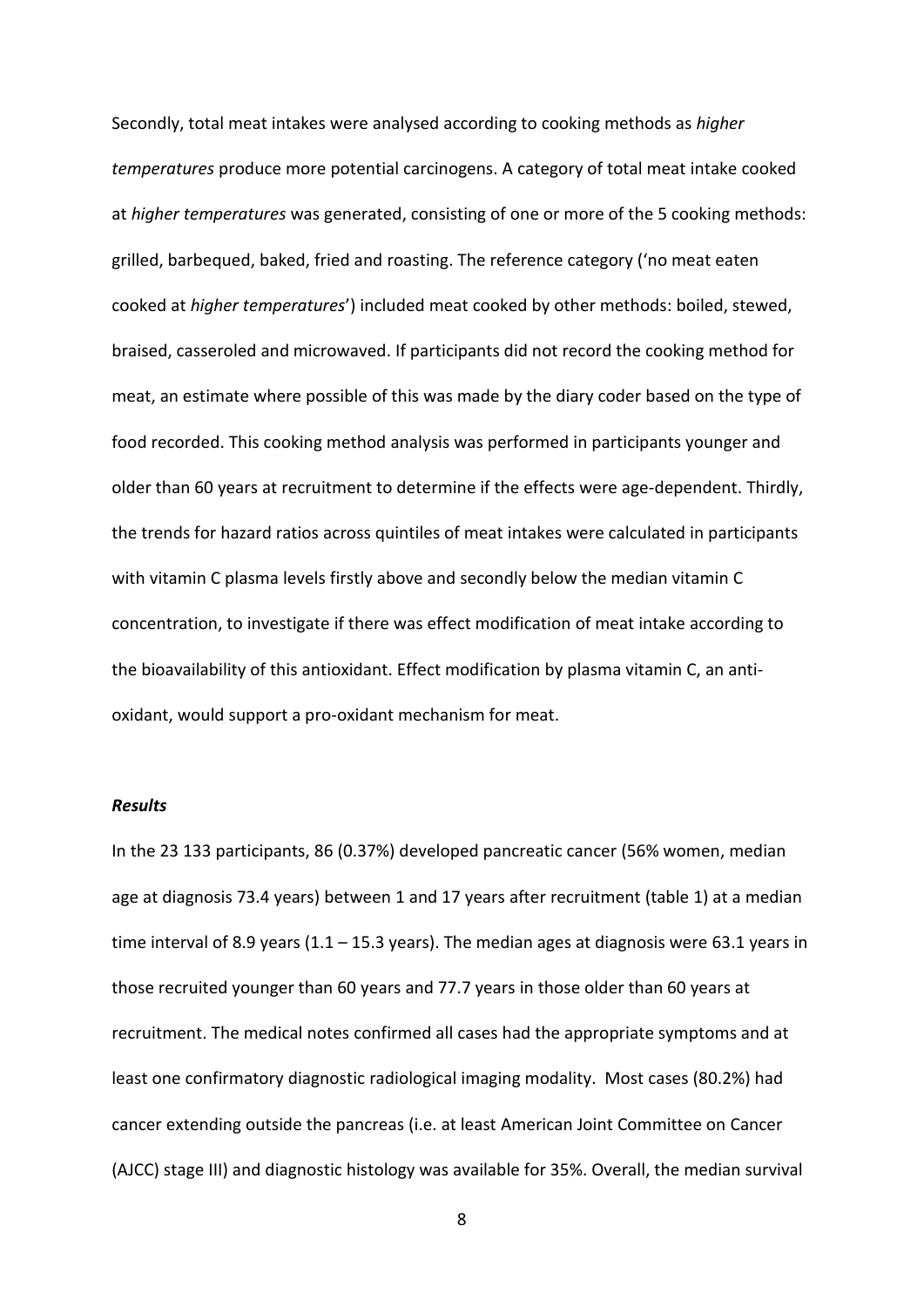Secondly, total meat intakes were analysed according to cooking methods as *higher temperatures* produce more potential carcinogens. A category of total meat intake cooked at *higher temperatures* was generated, consisting of one or more of the 5 cooking methods: grilled, barbequed, baked, fried and roasting. The reference category ('no meat eaten cooked at *higher temperatures*') included meat cooked by other methods: boiled, stewed, braised, casseroled and microwaved. If participants did not record the cooking method for meat, an estimate where possible of this was made by the diary coder based on the type of food recorded. This cooking method analysis was performed in participants younger and older than 60 years at recruitment to determine if the effects were age-dependent. Thirdly, the trends for hazard ratios across quintiles of meat intakes were calculated in participants with vitamin C plasma levels firstly above and secondly below the median vitamin C concentration, to investigate if there was effect modification of meat intake according to the bioavailability of this antioxidant. Effect modification by plasma vitamin C, an anti-oxidant, would support a pro-oxidant mechanism for meat.

### *Results*

In the 23 133 participants, 86 (0.37%) developed pancreatic cancer (56% women, median age at diagnosis 73.4 years) between 1 and 17 years after recruitment (table 1) at a median time interval of 8.9 years (1.1 – 15.3 years). The median ages at diagnosis were 63.1 years in those recruited younger than 60 years and 77.7 years in those older than 60 years at recruitment. The medical notes confirmed all cases had the appropriate symptoms and at least one confirmatory diagnostic radiological imaging modality. Most cases (80.2%) had cancer extending outside the pancreas (i.e. at least American Joint Committee on Cancer (AJCC) stage III) and diagnostic histology was available for 35%. Overall, the median survival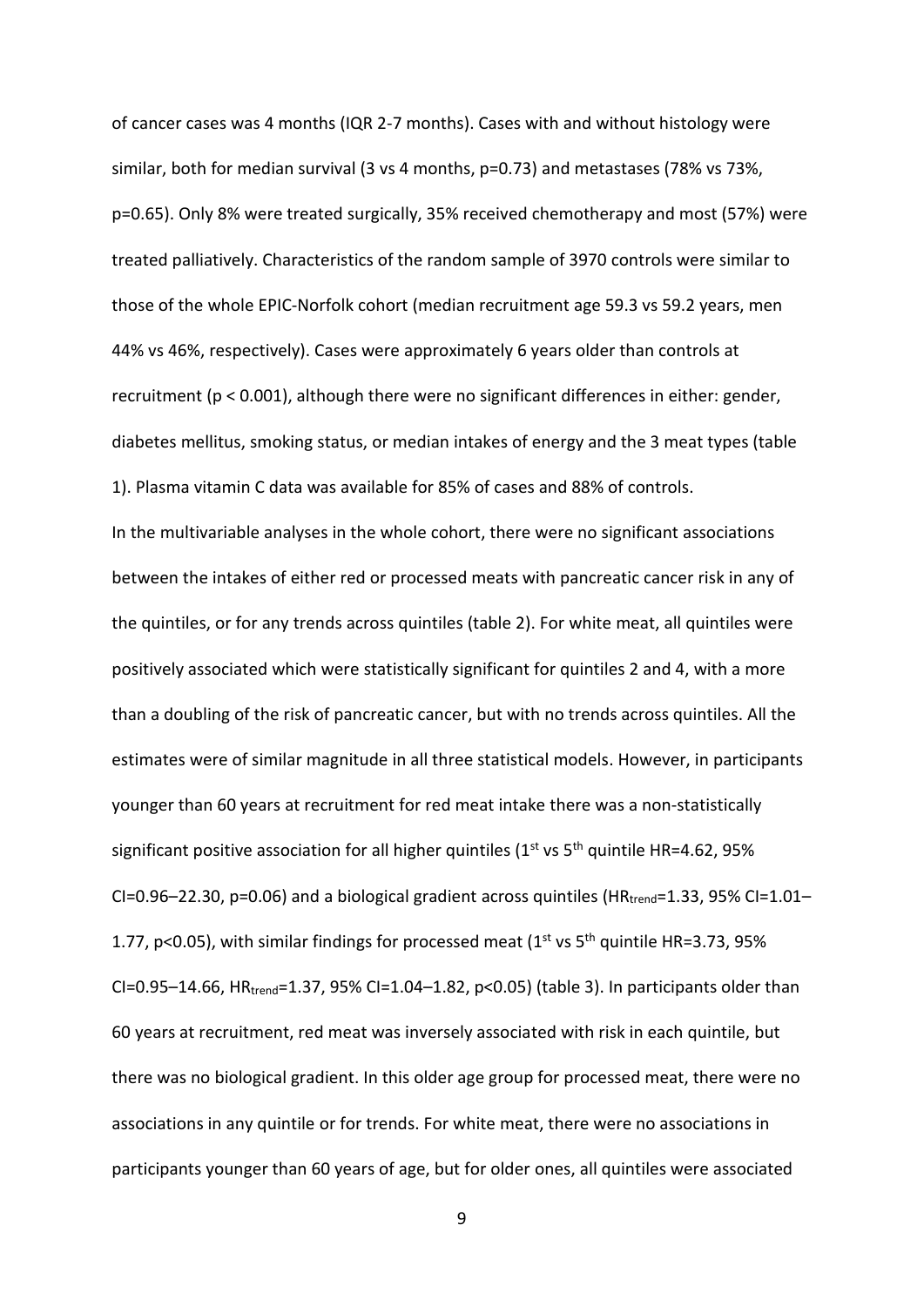of cancer cases was 4 months (IQR 2-7 months). Cases with and without histology were similar, both for median survival (3 vs 4 months, $p=0.73$) and metastases (78% vs 73%, $p=0.65$). Only 8% were treated surgically, 35% received chemotherapy and most (57%) were treated palliatively. Characteristics of the random sample of 3970 controls were similar to those of the whole EPIC-Norfolk cohort (median recruitment age 59.3 vs 59.2 years, men 44% vs 46%, respectively). Cases were approximately 6 years older than controls at recruitment ($p < 0.001$), although there were no significant differences in either: gender, diabetes mellitus, smoking status, or median intakes of energy and the 3 meat types (table 1). Plasma vitamin C data was available for 85% of cases and 88% of controls.

In the multivariable analyses in the whole cohort, there were no significant associations between the intakes of either red or processed meats with pancreatic cancer risk in any of the quintiles, or for any trends across quintiles (table 2). For white meat, all quintiles were positively associated which were statistically significant for quintiles 2 and 4, with a more than a doubling of the risk of pancreatic cancer, but with no trends across quintiles. All the estimates were of similar magnitude in all three statistical models. However, in participants younger than 60 years at recruitment for red meat intake there was a non-statistically significant positive association for all higher quintiles (1st vs 5th quintile HR=4.62, 95% CI=0.96–22.30, $p=0.06$) and a biological gradient across quintiles ($HR_{trend}=1.33$, 95% CI=1.01–1.77, $p<0.05$), with similar findings for processed meat (1st vs 5th quintile HR=3.73, 95% CI=0.95–14.66, $HR_{trend}=1.37$, 95% CI=1.04–1.82, $p<0.05$) (table 3). In participants older than 60 years at recruitment, red meat was inversely associated with risk in each quintile, but there was no biological gradient. In this older age group for processed meat, there were no associations in any quintile or for trends. For white meat, there were no associations in participants younger than 60 years of age, but for older ones, all quintiles were associated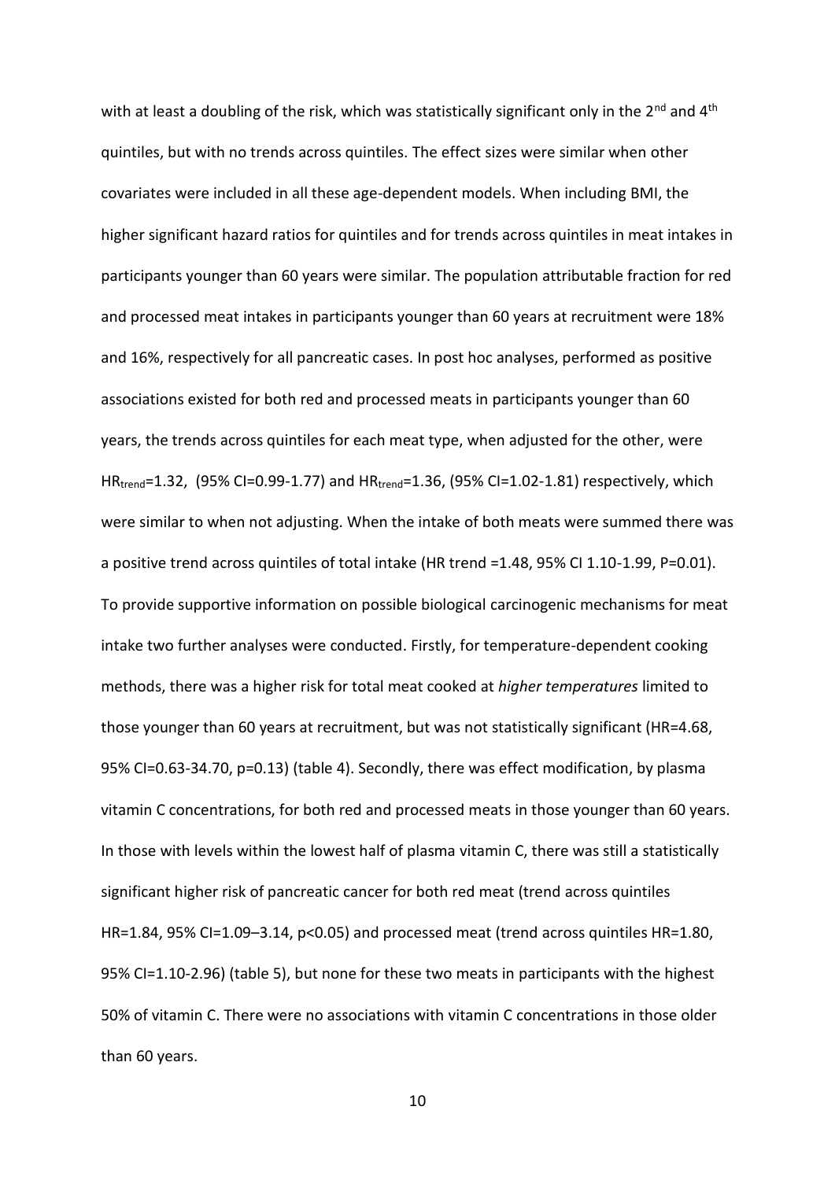with at least a doubling of the risk, which was statistically significant only in the 2nd and 4th quintiles, but with no trends across quintiles. The effect sizes were similar when other covariates were included in all these age-dependent models. When including BMI, the higher significant hazard ratios for quintiles and for trends across quintiles in meat intakes in participants younger than 60 years were similar. The population attributable fraction for red and processed meat intakes in participants younger than 60 years at recruitment were 18% and 16%, respectively for all pancreatic cases. In post hoc analyses, performed as positive associations existed for both red and processed meats in participants younger than 60 years, the trends across quintiles for each meat type, when adjusted for the other, were $HR_{trend}$=1.32, (95% CI=0.99-1.77) and $HR_{trend}$=1.36, (95% CI=1.02-1.81) respectively, which were similar to when not adjusting. When the intake of both meats were summed there was a positive trend across quintiles of total intake (HR trend =1.48, 95% CI 1.10-1.99, P=0.01). To provide supportive information on possible biological carcinogenic mechanisms for meat intake two further analyses were conducted. Firstly, for temperature-dependent cooking methods, there was a higher risk for total meat cooked at *higher temperatures* limited to those younger than 60 years at recruitment, but was not statistically significant (HR=4.68, 95% CI=0.63-34.70, p=0.13) (table 4). Secondly, there was effect modification, by plasma vitamin C concentrations, for both red and processed meats in those younger than 60 years. In those with levels within the lowest half of plasma vitamin C, there was still a statistically significant higher risk of pancreatic cancer for both red meat (trend across quintiles HR=1.84, 95% CI=1.09–3.14, $p<0.05$) and processed meat (trend across quintiles HR=1.80, 95% CI=1.10-2.96) (table 5), but none for these two meats in participants with the highest 50% of vitamin C. There were no associations with vitamin C concentrations in those older than 60 years.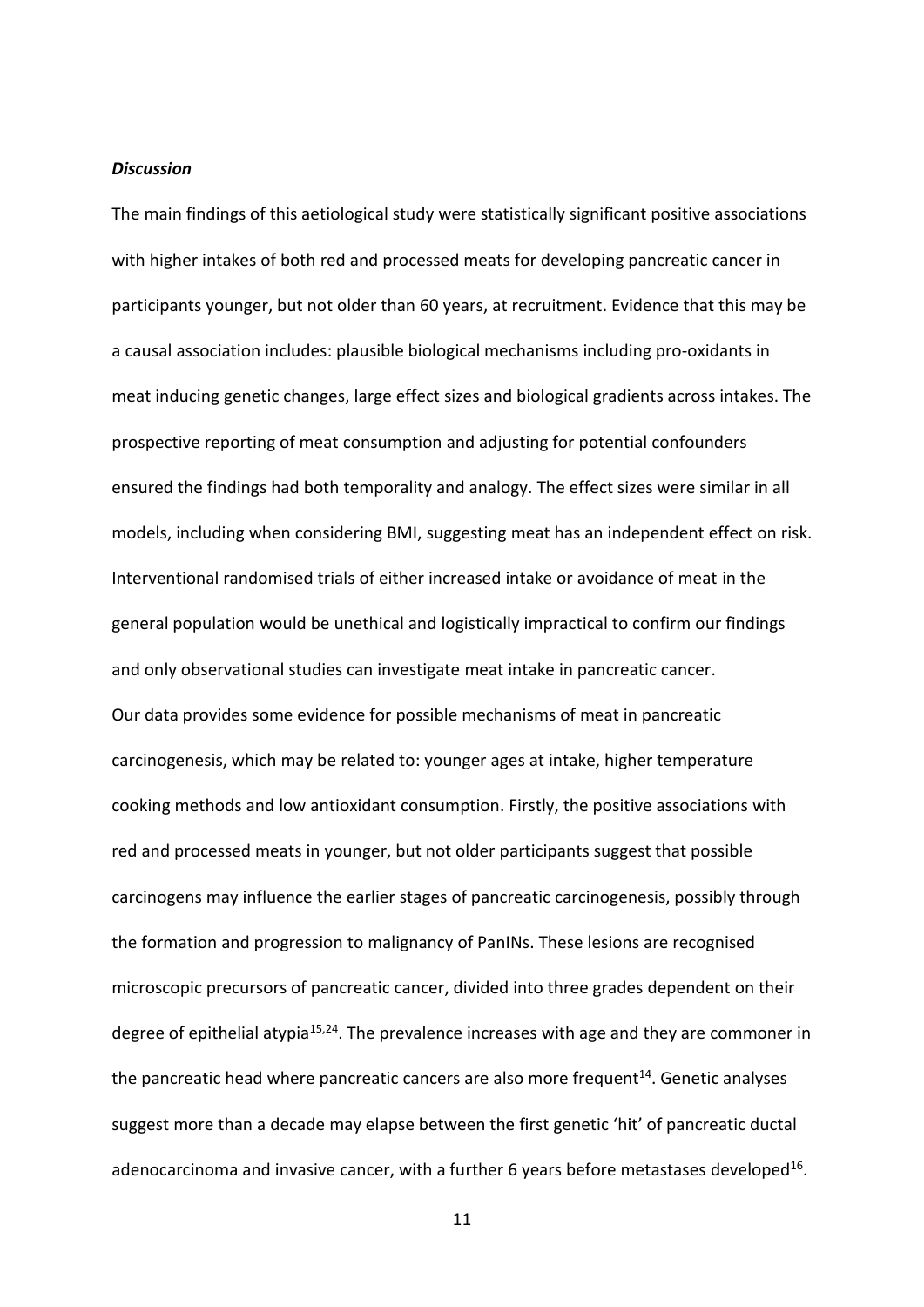### *Discussion*

The main findings of this aetiological study were statistically significant positive associations with higher intakes of both red and processed meats for developing pancreatic cancer in participants younger, but not older than 60 years, at recruitment. Evidence that this may be a causal association includes: plausible biological mechanisms including pro-oxidants in meat inducing genetic changes, large effect sizes and biological gradients across intakes. The prospective reporting of meat consumption and adjusting for potential confounders ensured the findings had both temporality and analogy. The effect sizes were similar in all models, including when considering BMI, suggesting meat has an independent effect on risk. Interventional randomised trials of either increased intake or avoidance of meat in the general population would be unethical and logistically impractical to confirm our findings and only observational studies can investigate meat intake in pancreatic cancer.

Our data provides some evidence for possible mechanisms of meat in pancreatic carcinogenesis, which may be related to: younger ages at intake, higher temperature cooking methods and low antioxidant consumption. Firstly, the positive associations with red and processed meats in younger, but not older participants suggest that possible carcinogens may influence the earlier stages of pancreatic carcinogenesis, possibly through the formation and progression to malignancy of PanINs. These lesions are recognised microscopic precursors of pancreatic cancer, divided into three grades dependent on their degree of epithelial atypia[15,24]. The prevalence increases with age and they are commoner in the pancreatic head where pancreatic cancers are also more frequent[14]. Genetic analyses suggest more than a decade may elapse between the first genetic 'hit' of pancreatic ductal adenocarcinoma and invasive cancer, with a further 6 years before metastases developed[16].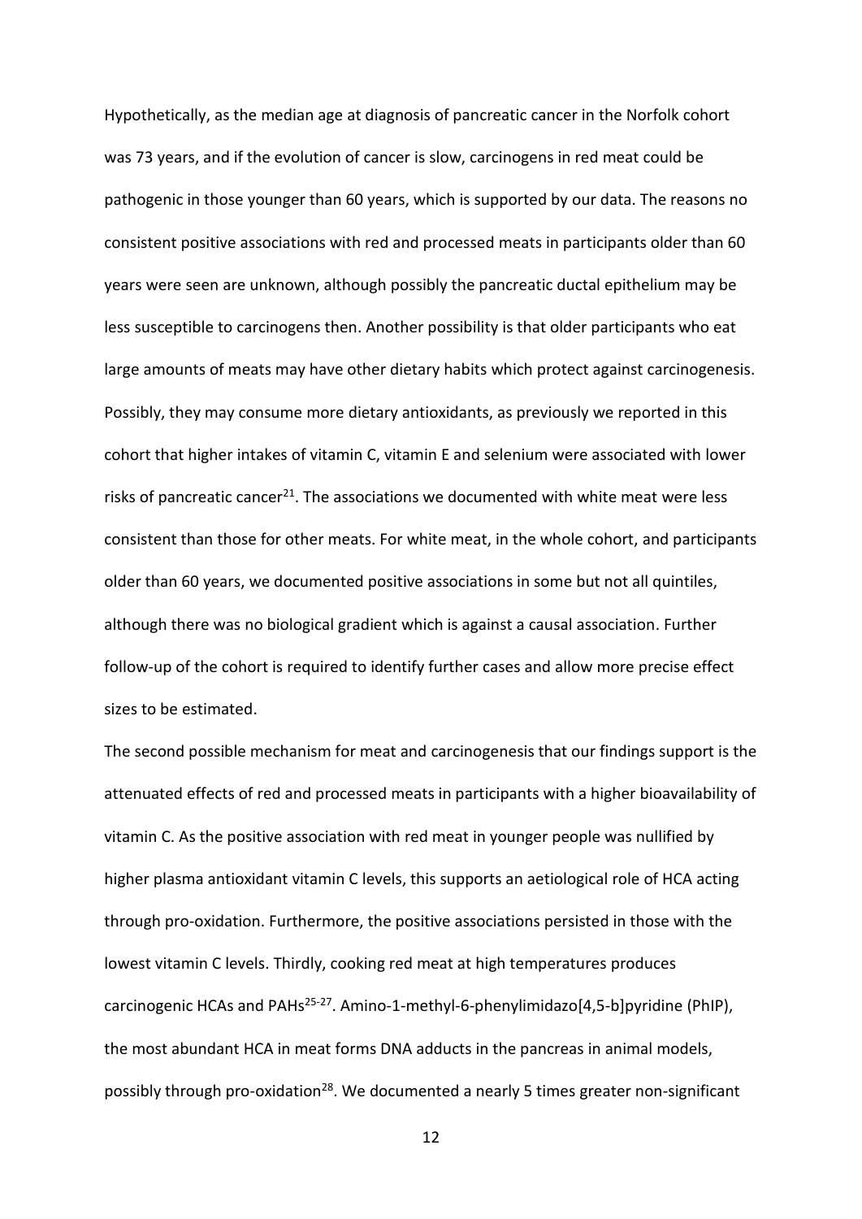Hypothetically, as the median age at diagnosis of pancreatic cancer in the Norfolk cohort was 73 years, and if the evolution of cancer is slow, carcinogens in red meat could be pathogenic in those younger than 60 years, which is supported by our data. The reasons no consistent positive associations with red and processed meats in participants older than 60 years were seen are unknown, although possibly the pancreatic ductal epithelium may be less susceptible to carcinogens then. Another possibility is that older participants who eat large amounts of meats may have other dietary habits which protect against carcinogenesis. Possibly, they may consume more dietary antioxidants, as previously we reported in this cohort that higher intakes of vitamin C, vitamin E and selenium were associated with lower risks of pancreatic cancer[21]. The associations we documented with white meat were less consistent than those for other meats. For white meat, in the whole cohort, and participants older than 60 years, we documented positive associations in some but not all quintiles, although there was no biological gradient which is against a causal association. Further follow-up of the cohort is required to identify further cases and allow more precise effect sizes to be estimated.

The second possible mechanism for meat and carcinogenesis that our findings support is the attenuated effects of red and processed meats in participants with a higher bioavailability of vitamin C. As the positive association with red meat in younger people was nullified by higher plasma antioxidant vitamin C levels, this supports an aetiological role of HCA acting through pro-oxidation. Furthermore, the positive associations persisted in those with the lowest vitamin C levels. Thirdly, cooking red meat at high temperatures produces carcinogenic HCAs and PAHs[25-27]. Amino-1-methyl-6-phenylimidazo[4,5-b]pyridine (PhIP), the most abundant HCA in meat forms DNA adducts in the pancreas in animal models, possibly through pro-oxidation[28]. We documented a nearly 5 times greater non-significant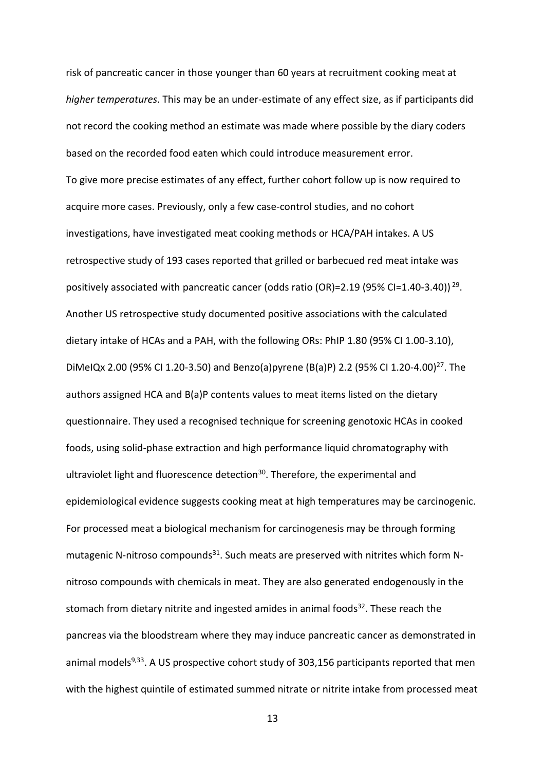risk of pancreatic cancer in those younger than 60 years at recruitment cooking meat at *higher temperatures*. This may be an under-estimate of any effect size, as if participants did not record the cooking method an estimate was made where possible by the diary coders based on the recorded food eaten which could introduce measurement error.

To give more precise estimates of any effect, further cohort follow up is now required to acquire more cases. Previously, only a few case-control studies, and no cohort investigations, have investigated meat cooking methods or HCA/PAH intakes. A US retrospective study of 193 cases reported that grilled or barbecued red meat intake was positively associated with pancreatic cancer (odds ratio (OR)=2.19 (95% CI=1.40-3.40)) [29]. Another US retrospective study documented positive associations with the calculated dietary intake of HCAs and a PAH, with the following ORs: PhIP 1.80 (95% CI 1.00-3.10), DiMeIQx 2.00 (95% CI 1.20-3.50) and Benzo(a)pyrene (B(a)P) 2.2 (95% CI 1.20-4.00)[27]. The authors assigned HCA and B(a)P contents values to meat items listed on the dietary questionnaire. They used a recognised technique for screening genotoxic HCAs in cooked foods, using solid-phase extraction and high performance liquid chromatography with ultraviolet light and fluorescence detection[30]. Therefore, the experimental and epidemiological evidence suggests cooking meat at high temperatures may be carcinogenic. For processed meat a biological mechanism for carcinogenesis may be through forming mutagenic N-nitroso compounds[31]. Such meats are preserved with nitrites which form N-nitroso compounds with chemicals in meat. They are also generated endogenously in the stomach from dietary nitrite and ingested amides in animal foods[32]. These reach the pancreas via the bloodstream where they may induce pancreatic cancer as demonstrated in animal models[9,33]. A US prospective cohort study of 303,156 participants reported that men with the highest quintile of estimated summed nitrate or nitrite intake from processed meat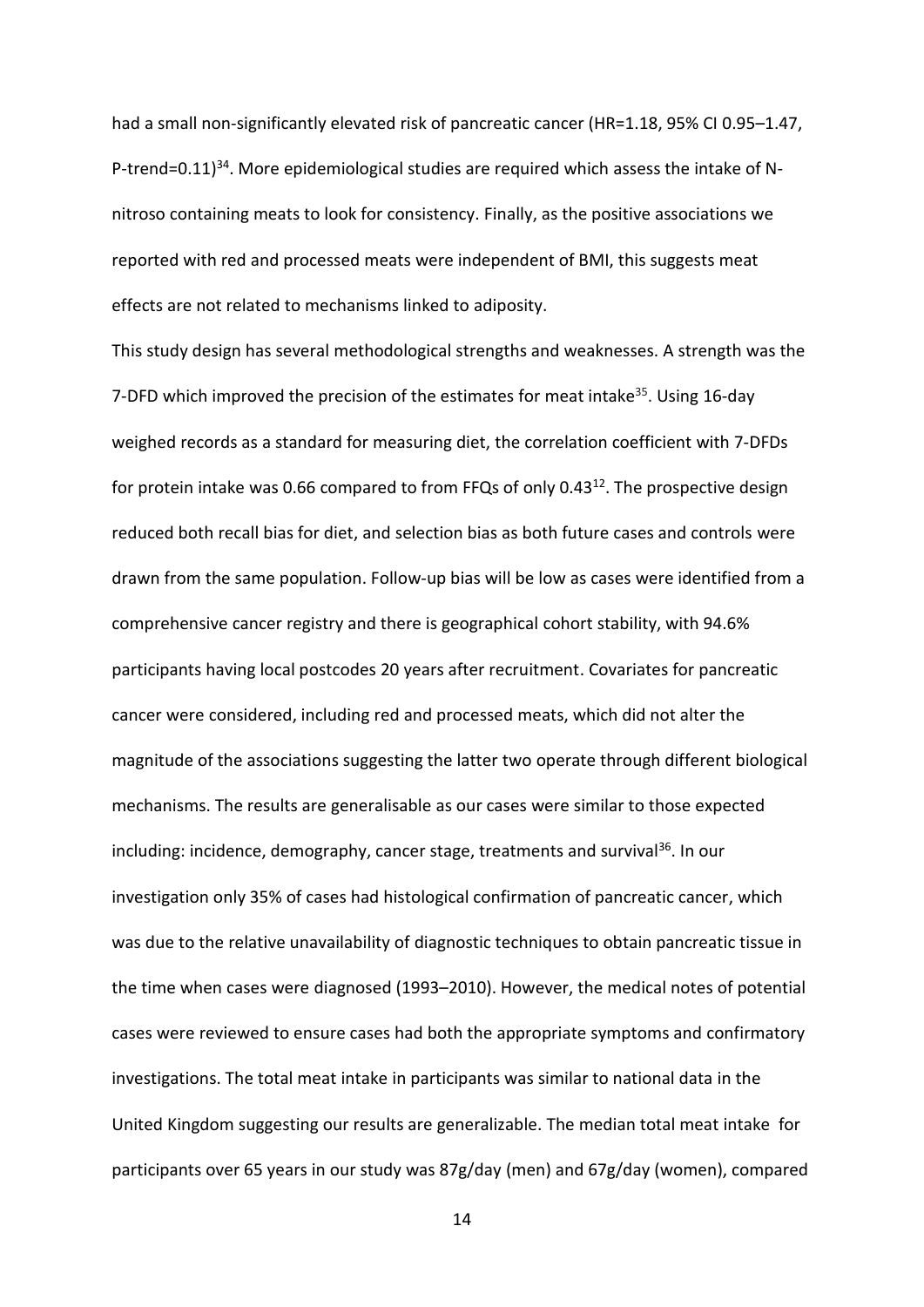had a small non-significantly elevated risk of pancreatic cancer (HR=1.18, 95% CI 0.95–1.47, P-trend=0.11)[34]. More epidemiological studies are required which assess the intake of N-nitroso containing meats to look for consistency. Finally, as the positive associations we reported with red and processed meats were independent of BMI, this suggests meat effects are not related to mechanisms linked to adiposity.

This study design has several methodological strengths and weaknesses. A strength was the 7-DFD which improved the precision of the estimates for meat intake[35]. Using 16-day weighed records as a standard for measuring diet, the correlation coefficient with 7-DFDs for protein intake was 0.66 compared to from FFQs of only 0.43[12]. The prospective design reduced both recall bias for diet, and selection bias as both future cases and controls were drawn from the same population. Follow-up bias will be low as cases were identified from a comprehensive cancer registry and there is geographical cohort stability, with 94.6% participants having local postcodes 20 years after recruitment. Covariates for pancreatic cancer were considered, including red and processed meats, which did not alter the magnitude of the associations suggesting the latter two operate through different biological mechanisms. The results are generalisable as our cases were similar to those expected including: incidence, demography, cancer stage, treatments and survival[36]. In our investigation only 35% of cases had histological confirmation of pancreatic cancer, which was due to the relative unavailability of diagnostic techniques to obtain pancreatic tissue in the time when cases were diagnosed (1993–2010). However, the medical notes of potential cases were reviewed to ensure cases had both the appropriate symptoms and confirmatory investigations. The total meat intake in participants was similar to national data in the United Kingdom suggesting our results are generalizable. The median total meat intake for participants over 65 years in our study was 87g/day (men) and 67g/day (women), compared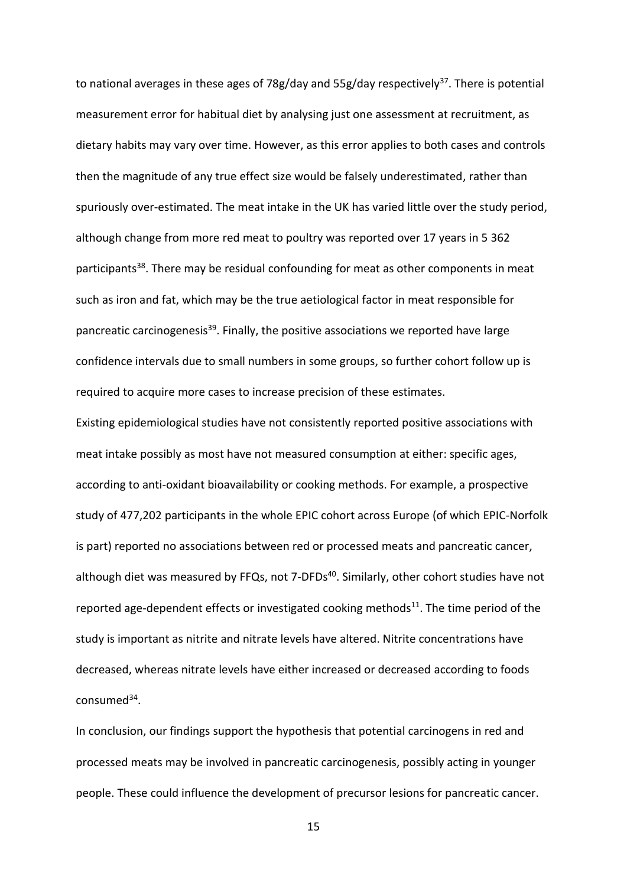to national averages in these ages of 78g/day and 55g/day respectively[37]. There is potential measurement error for habitual diet by analysing just one assessment at recruitment, as dietary habits may vary over time. However, as this error applies to both cases and controls then the magnitude of any true effect size would be falsely underestimated, rather than spuriously over-estimated. The meat intake in the UK has varied little over the study period, although change from more red meat to poultry was reported over 17 years in 5 362 participants[38]. There may be residual confounding for meat as other components in meat such as iron and fat, which may be the true aetiological factor in meat responsible for pancreatic carcinogenesis[39]. Finally, the positive associations we reported have large confidence intervals due to small numbers in some groups, so further cohort follow up is required to acquire more cases to increase precision of these estimates.

Existing epidemiological studies have not consistently reported positive associations with meat intake possibly as most have not measured consumption at either: specific ages, according to anti-oxidant bioavailability or cooking methods. For example, a prospective study of 477,202 participants in the whole EPIC cohort across Europe (of which EPIC-Norfolk is part) reported no associations between red or processed meats and pancreatic cancer, although diet was measured by FFQs, not 7-DFDs[40]. Similarly, other cohort studies have not reported age-dependent effects or investigated cooking methods[11]. The time period of the study is important as nitrite and nitrate levels have altered. Nitrite concentrations have decreased, whereas nitrate levels have either increased or decreased according to foods consumed[34].

In conclusion, our findings support the hypothesis that potential carcinogens in red and processed meats may be involved in pancreatic carcinogenesis, possibly acting in younger people. These could influence the development of precursor lesions for pancreatic cancer.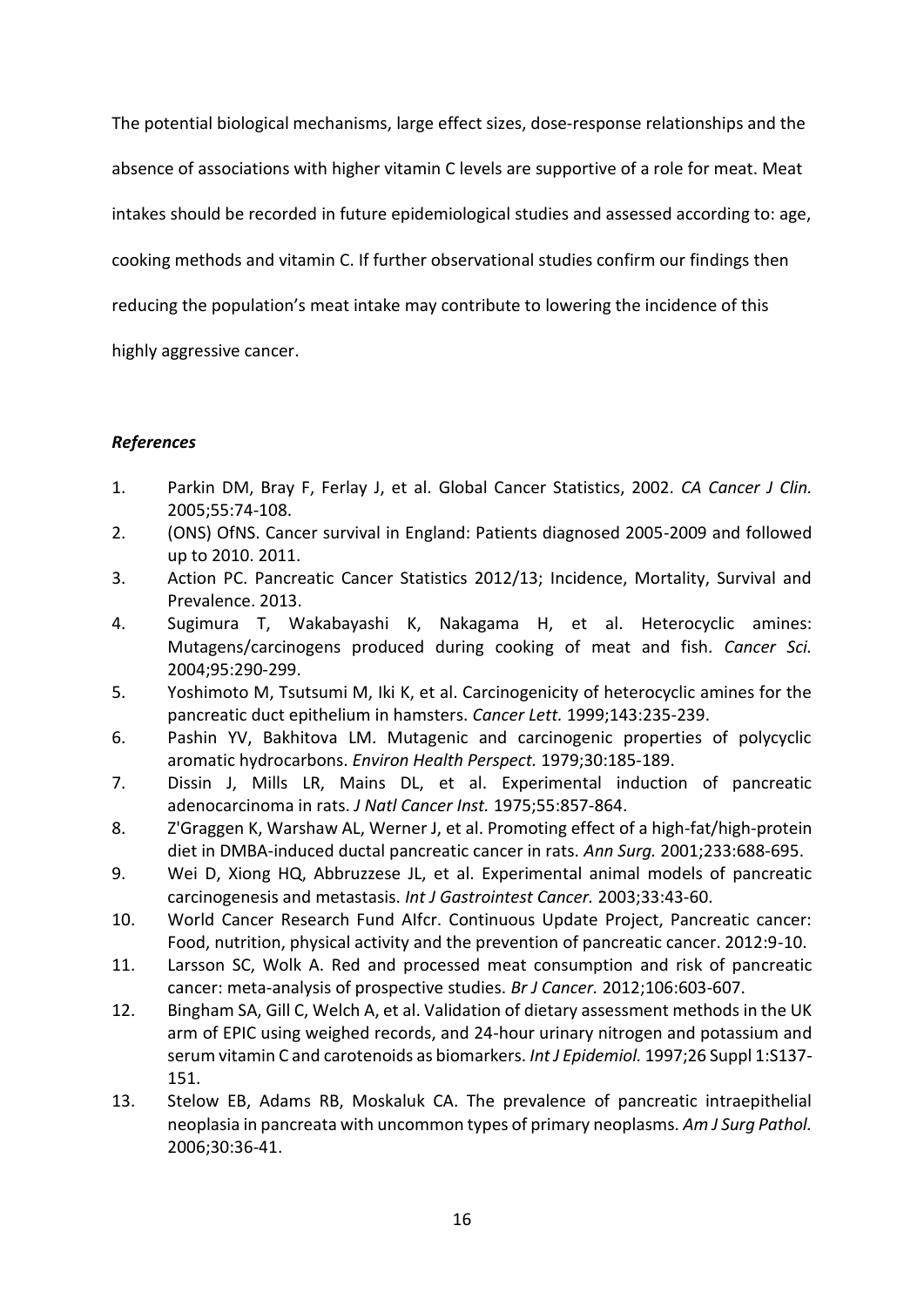The potential biological mechanisms, large effect sizes, dose-response relationships and the absence of associations with higher vitamin C levels are supportive of a role for meat. Meat intakes should be recorded in future epidemiological studies and assessed according to: age, cooking methods and vitamin C. If further observational studies confirm our findings then reducing the population's meat intake may contribute to lowering the incidence of this highly aggressive cancer.

### *References*

1. Parkin DM, Bray F, Ferlay J, et al. Global Cancer Statistics, 2002. *CA Cancer J Clin.* 2005;55:74-108.
2. (ONS) OfNS. Cancer survival in England: Patients diagnosed 2005-2009 and followed up to 2010. 2011.
3. Action PC. Pancreatic Cancer Statistics 2012/13; Incidence, Mortality, Survival and Prevalence. 2013.
4. Sugimura T, Wakabayashi K, Nakagama H, et al. Heterocyclic amines: Mutagens/carcinogens produced during cooking of meat and fish. *Cancer Sci.* 2004;95:290-299.
5. Yoshimoto M, Tsutsumi M, Iki K, et al. Carcinogenicity of heterocyclic amines for the pancreatic duct epithelium in hamsters. *Cancer Lett.* 1999;143:235-239.
6. Pashin YV, Bakhitova LM. Mutagenic and carcinogenic properties of polycyclic aromatic hydrocarbons. *Environ Health Perspect.* 1979;30:185-189.
7. Dissin J, Mills LR, Mains DL, et al. Experimental induction of pancreatic adenocarcinoma in rats. *J Natl Cancer Inst.* 1975;55:857-864.
8. Z'Graggen K, Warshaw AL, Werner J, et al. Promoting effect of a high-fat/high-protein diet in DMBA-induced ductal pancreatic cancer in rats. *Ann Surg.* 2001;233:688-695.
9. Wei D, Xiong HQ, Abbruzzese JL, et al. Experimental animal models of pancreatic carcinogenesis and metastasis. *Int J Gastrointest Cancer.* 2003;33:43-60.
10. World Cancer Research Fund AIfcr. Continuous Update Project, Pancreatic cancer: Food, nutrition, physical activity and the prevention of pancreatic cancer. 2012:9-10.
11. Larsson SC, Wolk A. Red and processed meat consumption and risk of pancreatic cancer: meta-analysis of prospective studies. *Br J Cancer.* 2012;106:603-607.
12. Bingham SA, Gill C, Welch A, et al. Validation of dietary assessment methods in the UK arm of EPIC using weighed records, and 24-hour urinary nitrogen and potassium and serum vitamin C and carotenoids as biomarkers. *Int J Epidemiol.* 1997;26 Suppl 1:S137-151.
13. Stelow EB, Adams RB, Moskaluk CA. The prevalence of pancreatic intraepithelial neoplasia in pancreata with uncommon types of primary neoplasms. *Am J Surg Pathol.* 2006;30:36-41.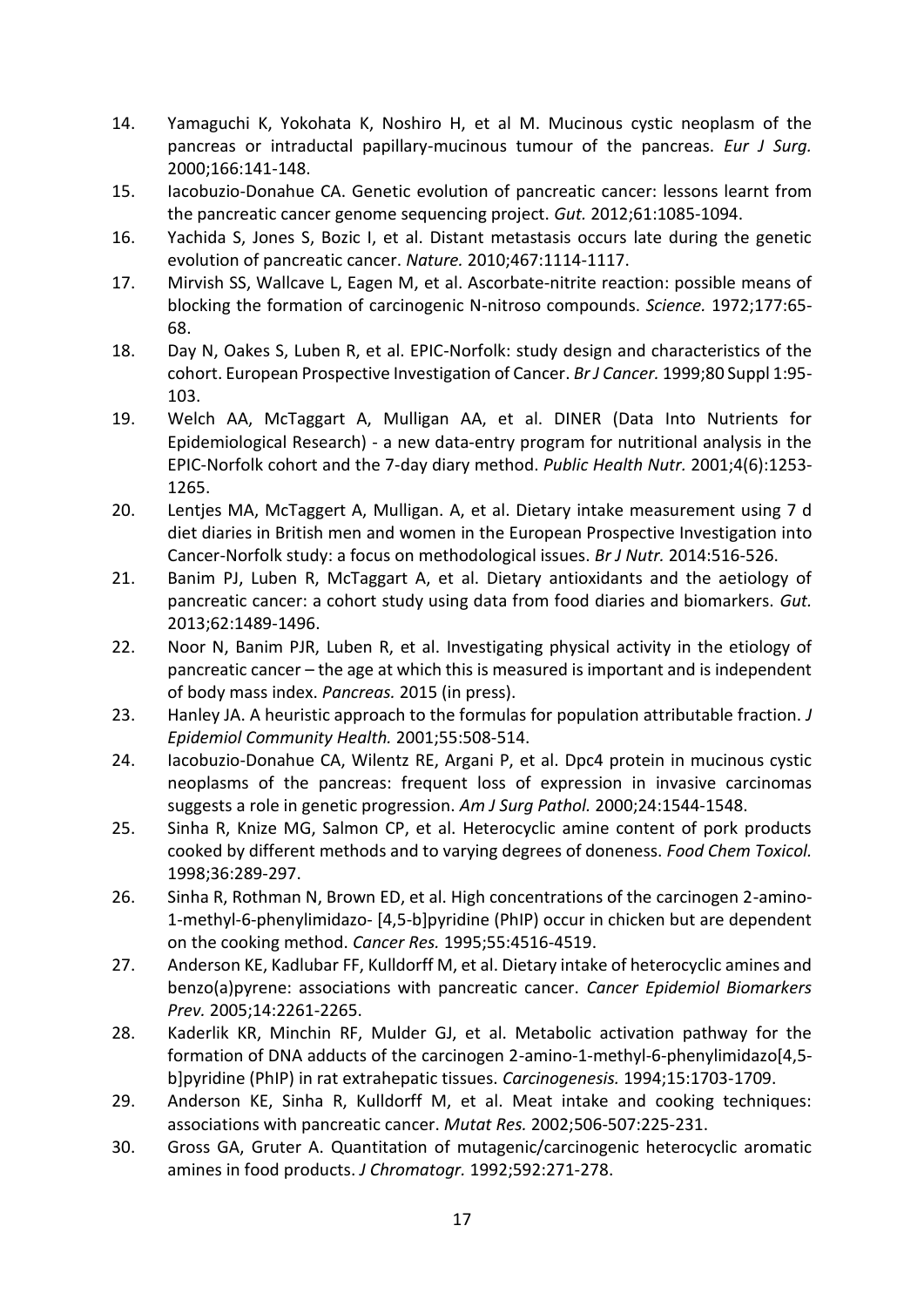14. Yamaguchi K, Yokohata K, Noshiro H, et al M. Mucinous cystic neoplasm of the pancreas or intraductal papillary-mucinous tumour of the pancreas. *Eur J Surg.* 2000;166:141-148.
15. Iacobuzio-Donahue CA. Genetic evolution of pancreatic cancer: lessons learnt from the pancreatic cancer genome sequencing project. *Gut.* 2012;61:1085-1094.
16. Yachida S, Jones S, Bozic I, et al. Distant metastasis occurs late during the genetic evolution of pancreatic cancer. *Nature.* 2010;467:1114-1117.
17. Mirvish SS, Wallcave L, Eagen M, et al. Ascorbate-nitrite reaction: possible means of blocking the formation of carcinogenic N-nitroso compounds. *Science.* 1972;177:65-68.
18. Day N, Oakes S, Luben R, et al. EPIC-Norfolk: study design and characteristics of the cohort. European Prospective Investigation of Cancer. *Br J Cancer.* 1999;80 Suppl 1:95-103.
19. Welch AA, McTaggart A, Mulligan AA, et al. DINER (Data Into Nutrients for Epidemiological Research) - a new data-entry program for nutritional analysis in the EPIC-Norfolk cohort and the 7-day diary method. *Public Health Nutr.* 2001;4(6):1253-1265.
20. Lentjes MA, McTaggert A, Mulligan. A, et al. Dietary intake measurement using 7 d diet diaries in British men and women in the European Prospective Investigation into Cancer-Norfolk study: a focus on methodological issues. *Br J Nutr.* 2014:516-526.
21. Banim PJ, Luben R, McTaggart A, et al. Dietary antioxidants and the aetiology of pancreatic cancer: a cohort study using data from food diaries and biomarkers. *Gut.* 2013;62:1489-1496.
22. Noor N, Banim PJR, Luben R, et al. Investigating physical activity in the etiology of pancreatic cancer – the age at which this is measured is important and is independent of body mass index. *Pancreas.* 2015 (in press).
23. Hanley JA. A heuristic approach to the formulas for population attributable fraction. *J Epidemiol Community Health.* 2001;55:508-514.
24. Iacobuzio-Donahue CA, Wilentz RE, Argani P, et al. Dpc4 protein in mucinous cystic neoplasms of the pancreas: frequent loss of expression in invasive carcinomas suggests a role in genetic progression. *Am J Surg Pathol.* 2000;24:1544-1548.
25. Sinha R, Knize MG, Salmon CP, et al. Heterocyclic amine content of pork products cooked by different methods and to varying degrees of doneness. *Food Chem Toxicol.* 1998;36:289-297.
26. Sinha R, Rothman N, Brown ED, et al. High concentrations of the carcinogen 2-amino-1-methyl-6-phenylimidazo- [4,5-b]pyridine (PhIP) occur in chicken but are dependent on the cooking method. *Cancer Res.* 1995;55:4516-4519.
27. Anderson KE, Kadlubar FF, Kulldorff M, et al. Dietary intake of heterocyclic amines and benzo(a)pyrene: associations with pancreatic cancer. *Cancer Epidemiol Biomarkers Prev.* 2005;14:2261-2265.
28. Kaderlik KR, Minchin RF, Mulder GJ, et al. Metabolic activation pathway for the formation of DNA adducts of the carcinogen 2-amino-1-methyl-6-phenylimidazo[4,5-b]pyridine (PhIP) in rat extrahepatic tissues. *Carcinogenesis.* 1994;15:1703-1709.
29. Anderson KE, Sinha R, Kulldorff M, et al. Meat intake and cooking techniques: associations with pancreatic cancer. *Mutat Res.* 2002;506-507:225-231.
30. Gross GA, Gruter A. Quantitation of mutagenic/carcinogenic heterocyclic aromatic amines in food products. *J Chromatogr.* 1992;592:271-278.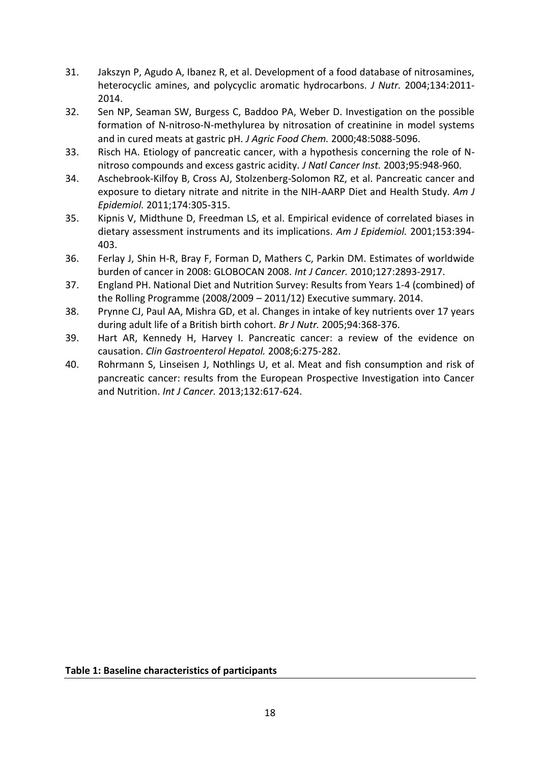31. Jakszyn P, Agudo A, Ibanez R, et al. Development of a food database of nitrosamines, heterocyclic amines, and polycyclic aromatic hydrocarbons. *J Nutr.* 2004;134:2011-2014.
32. Sen NP, Seaman SW, Burgess C, Baddoo PA, Weber D. Investigation on the possible formation of N-nitroso-N-methylurea by nitrosation of creatinine in model systems and in cured meats at gastric pH. *J Agric Food Chem.* 2000;48:5088-5096.
33. Risch HA. Etiology of pancreatic cancer, with a hypothesis concerning the role of N-nitroso compounds and excess gastric acidity. *J Natl Cancer Inst.* 2003;95:948-960.
34. Aschebrook-Kilfoy B, Cross AJ, Stolzenberg-Solomon RZ, et al. Pancreatic cancer and exposure to dietary nitrate and nitrite in the NIH-AARP Diet and Health Study. *Am J Epidemiol.* 2011;174:305-315.
35. Kipnis V, Midthune D, Freedman LS, et al. Empirical evidence of correlated biases in dietary assessment instruments and its implications. *Am J Epidemiol.* 2001;153:394-403.
36. Ferlay J, Shin H-R, Bray F, Forman D, Mathers C, Parkin DM. Estimates of worldwide burden of cancer in 2008: GLOBOCAN 2008. *Int J Cancer.* 2010;127:2893-2917.
37. England PH. National Diet and Nutrition Survey: Results from Years 1-4 (combined) of the Rolling Programme (2008/2009 – 2011/12) Executive summary. 2014.
38. Prynne CJ, Paul AA, Mishra GD, et al. Changes in intake of key nutrients over 17 years during adult life of a British birth cohort. *Br J Nutr.* 2005;94:368-376.
39. Hart AR, Kennedy H, Harvey I. Pancreatic cancer: a review of the evidence on causation. *Clin Gastroenterol Hepatol.* 2008;6:275-282.
40. Rohrmann S, Linseisen J, Nothlings U, et al. Meat and fish consumption and risk of pancreatic cancer: results from the European Prospective Investigation into Cancer and Nutrition. *Int J Cancer.* 2013;132:617-624.

**Table 1: Baseline characteristics of participants**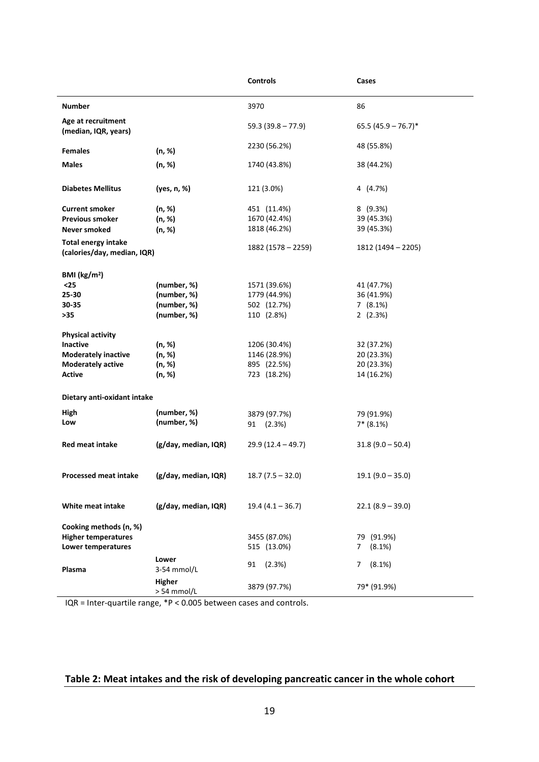| | | Controls | Cases |
|---|---|---|---|
| **Number** | | 3970 | 86 |
| **Age at recruitment (median, IQR, years)** | | 59.3 (39.8 – 77.9) | 65.5 (45.9 – 76.7)* |
| **Females** | **(n, %)** | 2230 (56.2%) | 48 (55.8%) |
| **Males** | **(n, %)** | 1740 (43.8%) | 38 (44.2%) |
| **Diabetes Mellitus** | **(yes, n, %)** | 121 (3.0%) | 4 (4.7%) |
| **Current smoker** | **(n, %)** | 451 (11.4%) | 8 (9.3%) |
| **Previous smoker** | **(n, %)** | 1670 (42.4%) | 39 (45.3%) |
| **Never smoked** | **(n, %)** | 1818 (46.2%) | 39 (45.3%) |
| **Total energy intake (calories/day, median, IQR)** | | 1882 (1578 – 2259) | 1812 (1494 – 2205) |
| **BMI (kg/m²)** | | | |
| **<25** | **(number, %)** | 1571 (39.6%) | 41 (47.7%) |
| **25-30** | **(number, %)** | 1779 (44.9%) | 36 (41.9%) |
| **30-35** | **(number, %)** | 502 (12.7%) | 7 (8.1%) |
| **>35** | **(number, %)** | 110 (2.8%) | 2 (2.3%) |
| **Physical activity** | | | |
| **Inactive** | **(n, %)** | 1206 (30.4%) | 32 (37.2%) |
| **Moderately inactive** | **(n, %)** | 1146 (28.9%) | 20 (23.3%) |
| **Moderately active** | **(n, %)** | 895 (22.5%) | 20 (23.3%) |
| **Active** | **(n, %)** | 723 (18.2%) | 14 (16.2%) |
| **Dietary anti-oxidant intake** | | | |
| **High** | **(number, %)** | 3879 (97.7%) | 79 (91.9%) |
| **Low** | **(number, %)** | 91 (2.3%) | 7* (8.1%) |
| **Red meat intake** | **(g/day, median, IQR)** | 29.9 (12.4 – 49.7) | 31.8 (9.0 – 50.4) |
| **Processed meat intake** | **(g/day, median, IQR)** | 18.7 (7.5 – 32.0) | 19.1 (9.0 – 35.0) |
| **White meat intake** | **(g/day, median, IQR)** | 19.4 (4.1 – 36.7) | 22.1 (8.9 – 39.0) |
| **Cooking methods (n, %)** | | | |
| **Higher temperatures** | | 3455 (87.0%) | 79 (91.9%) |
| **Lower temperatures** | | 515 (13.0%) | 7 (8.1%) |
| **Plasma** | **Lower** 3-54 mmol/L | 91 (2.3%) | 7 (8.1%) |
| | **Higher** > 54 mmol/L | 3879 (97.7%) | 79* (91.9%) |

IQR = Inter-quartile range, *P < 0.005 between cases and controls.

## Table 2: Meat intakes and the risk of developing pancreatic cancer in the whole cohort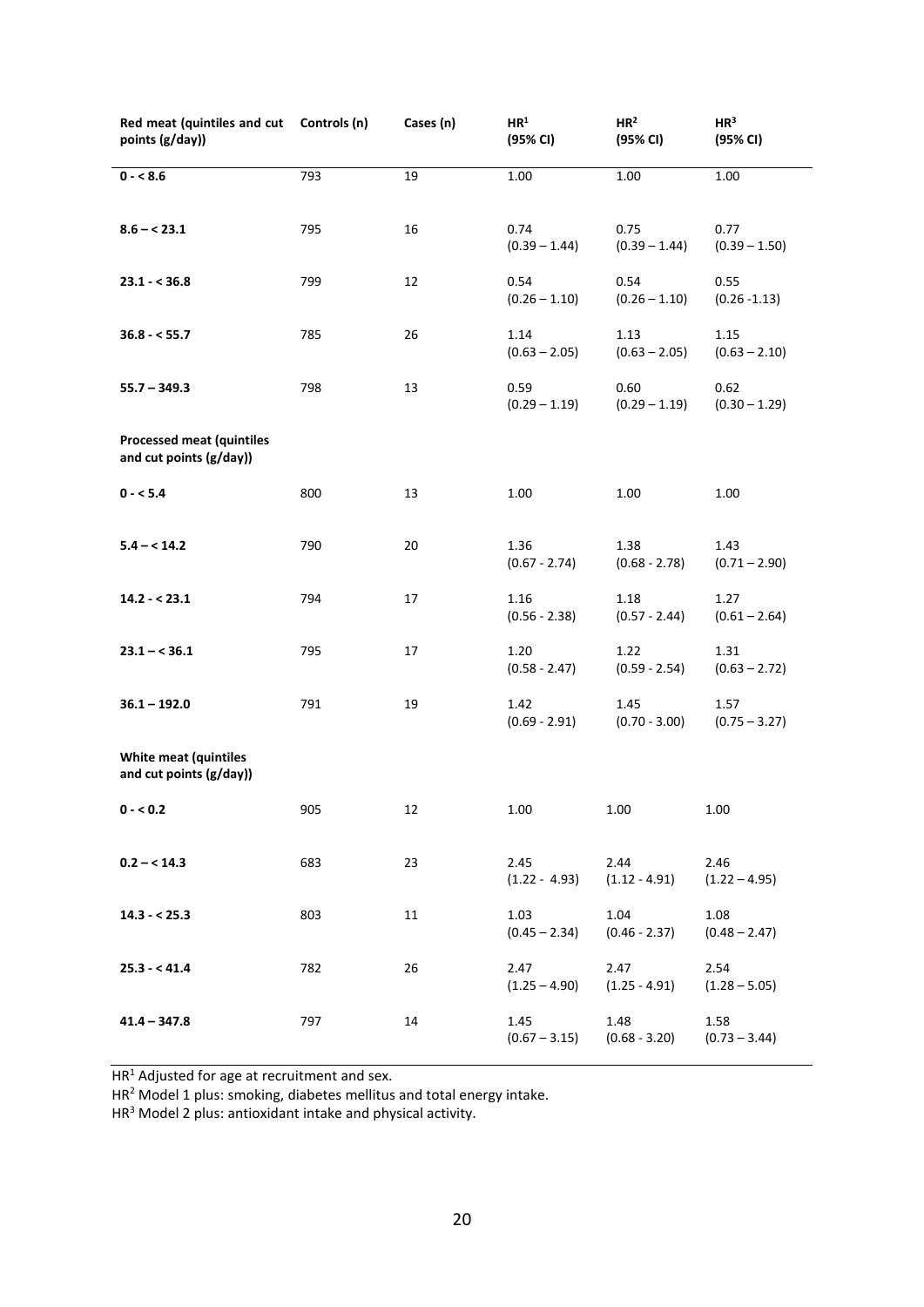| Red meat (quintiles and cut points (g/day)) | Controls (n) | Cases (n) | HR[1] (95% CI) | HR[2] (95% CI) | HR[3] (95% CI) |
|---|---|---|---|---|---|
| **0 - < 8.6** | 793 | 19 | 1.00 | 1.00 | 1.00 |
| **8.6 – < 23.1** | 795 | 16 | 0.74 (0.39 – 1.44) | 0.75 (0.39 – 1.44) | 0.77 (0.39 – 1.50) |
| **23.1 - < 36.8** | 799 | 12 | 0.54 (0.26 – 1.10) | 0.54 (0.26 – 1.10) | 0.55 (0.26 -1.13) |
| **36.8 - < 55.7** | 785 | 26 | 1.14 (0.63 – 2.05) | 1.13 (0.63 – 2.05) | 1.15 (0.63 – 2.10) |
| **55.7 – 349.3** | 798 | 13 | 0.59 (0.29 – 1.19) | 0.60 (0.29 – 1.19) | 0.62 (0.30 – 1.29) |
| **Processed meat (quintiles and cut points (g/day))** | | | | | |
| **0 - < 5.4** | 800 | 13 | 1.00 | 1.00 | 1.00 |
| **5.4 – < 14.2** | 790 | 20 | 1.36 (0.67 - 2.74) | 1.38 (0.68 - 2.78) | 1.43 (0.71 – 2.90) |
| **14.2 - < 23.1** | 794 | 17 | 1.16 (0.56 - 2.38) | 1.18 (0.57 - 2.44) | 1.27 (0.61 – 2.64) |
| **23.1 – < 36.1** | 795 | 17 | 1.20 (0.58 - 2.47) | 1.22 (0.59 - 2.54) | 1.31 (0.63 – 2.72) |
| **36.1 – 192.0** | 791 | 19 | 1.42 (0.69 - 2.91) | 1.45 (0.70 - 3.00) | 1.57 (0.75 – 3.27) |
| **White meat (quintiles and cut points (g/day))** | | | | | |
| **0 - < 0.2** | 905 | 12 | 1.00 | 1.00 | 1.00 |
| **0.2 – < 14.3** | 683 | 23 | 2.45 (1.22 - 4.93) | 2.44 (1.12 - 4.91) | 2.46 (1.22 – 4.95) |
| **14.3 - < 25.3** | 803 | 11 | 1.03 (0.45 – 2.34) | 1.04 (0.46 - 2.37) | 1.08 (0.48 – 2.47) |
| **25.3 - < 41.4** | 782 | 26 | 2.47 (1.25 – 4.90) | 2.47 (1.25 - 4.91) | 2.54 (1.28 – 5.05) |
| **41.4 – 347.8** | 797 | 14 | 1.45 (0.67 – 3.15) | 1.48 (0.68 - 3.20) | 1.58 (0.73 – 3.44) |

HR[1] Adjusted for age at recruitment and sex.

HR[2] Model 1 plus: smoking, diabetes mellitus and total energy intake.

HR[3] Model 2 plus: antioxidant intake and physical activity.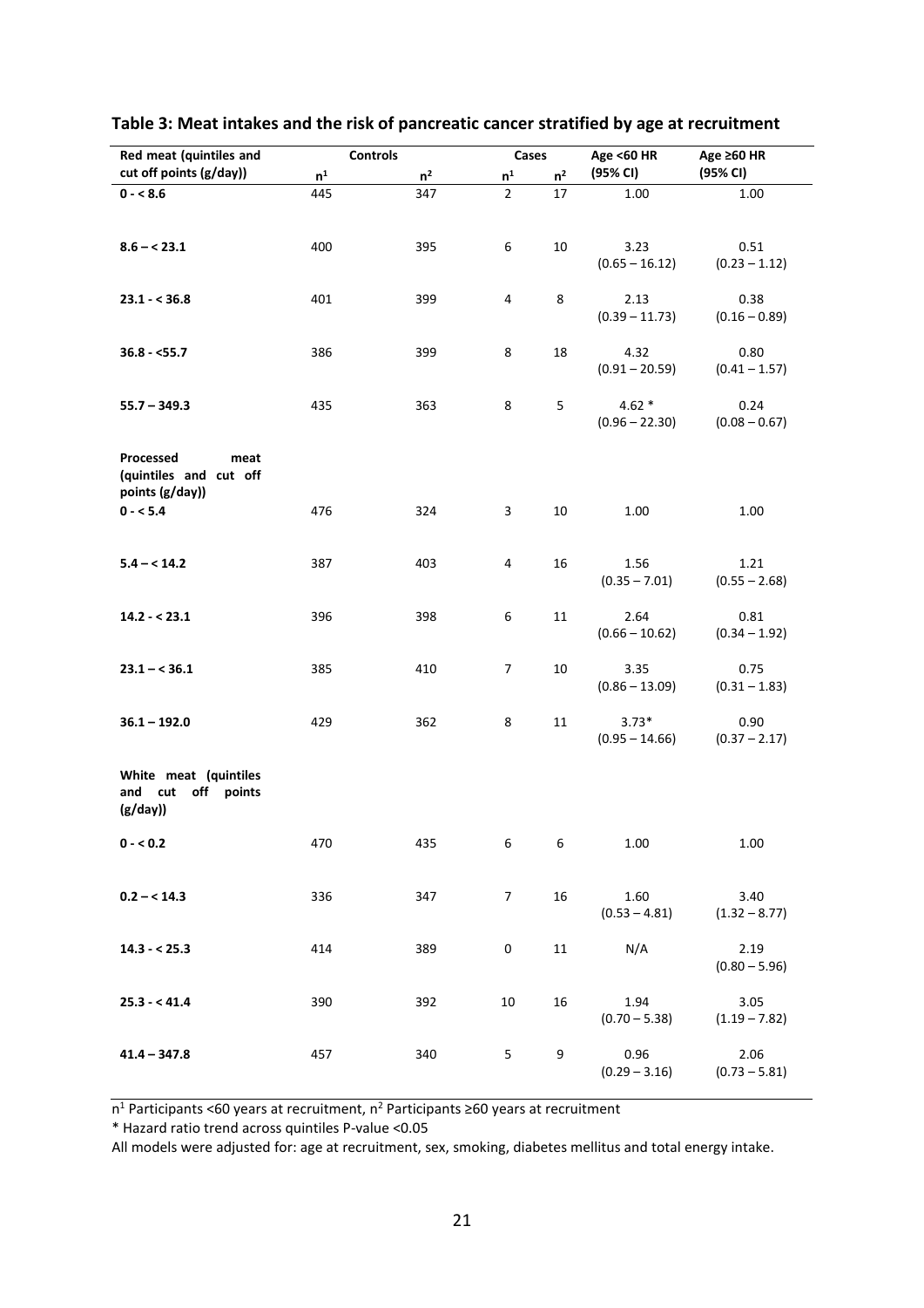**Table 3: Meat intakes and the risk of pancreatic cancer stratified by age at recruitment**

| Red meat (quintiles and cut off points (g/day)) | Controls | | Cases | | Age <60 HR (95% CI) | Age ≥60 HR (95% CI) |
|---|---|---|---|---|---|---|
| | n[1] | n[2] | n[1] | n[2] | | |
| **0 - < 8.6** | 445 | 347 | 2 | 17 | 1.00 | 1.00 |
| **8.6 – < 23.1** | 400 | 395 | 6 | 10 | 3.23 (0.65 – 16.12) | 0.51 (0.23 – 1.12) |
| **23.1 - < 36.8** | 401 | 399 | 4 | 8 | 2.13 (0.39 – 11.73) | 0.38 (0.16 – 0.89) |
| **36.8 - <55.7** | 386 | 399 | 8 | 18 | 4.32 (0.91 – 20.59) | 0.80 (0.41 – 1.57) |
| **55.7 – 349.3** | 435 | 363 | 8 | 5 | 4.62 * (0.96 – 22.30) | 0.24 (0.08 – 0.67) |
| **Processed meat (quintiles and cut off points (g/day))** | | | | | | |
| **0 - < 5.4** | 476 | 324 | 3 | 10 | 1.00 | 1.00 |
| **5.4 – < 14.2** | 387 | 403 | 4 | 16 | 1.56 (0.35 – 7.01) | 1.21 (0.55 – 2.68) |
| **14.2 - < 23.1** | 396 | 398 | 6 | 11 | 2.64 (0.66 – 10.62) | 0.81 (0.34 – 1.92) |
| **23.1 – < 36.1** | 385 | 410 | 7 | 10 | 3.35 (0.86 – 13.09) | 0.75 (0.31 – 1.83) |
| **36.1 – 192.0** | 429 | 362 | 8 | 11 | 3.73* (0.95 – 14.66) | 0.90 (0.37 – 2.17) |
| **White meat (quintiles and cut off points (g/day))** | | | | | | |
| **0 - < 0.2** | 470 | 435 | 6 | 6 | 1.00 | 1.00 |
| **0.2 – < 14.3** | 336 | 347 | 7 | 16 | 1.60 (0.53 – 4.81) | 3.40 (1.32 – 8.77) |
| **14.3 - < 25.3** | 414 | 389 | 0 | 11 | N/A | 2.19 (0.80 – 5.96) |
| **25.3 - < 41.4** | 390 | 392 | 10 | 16 | 1.94 (0.70 – 5.38) | 3.05 (1.19 – 7.82) |
| **41.4 – 347.8** | 457 | 340 | 5 | 9 | 0.96 (0.29 – 3.16) | 2.06 (0.73 – 5.81) |

n[1] Participants <60 years at recruitment, n[2] Participants ≥60 years at recruitment

* Hazard ratio trend across quintiles P-value <0.05

All models were adjusted for: age at recruitment, sex, smoking, diabetes mellitus and total energy intake.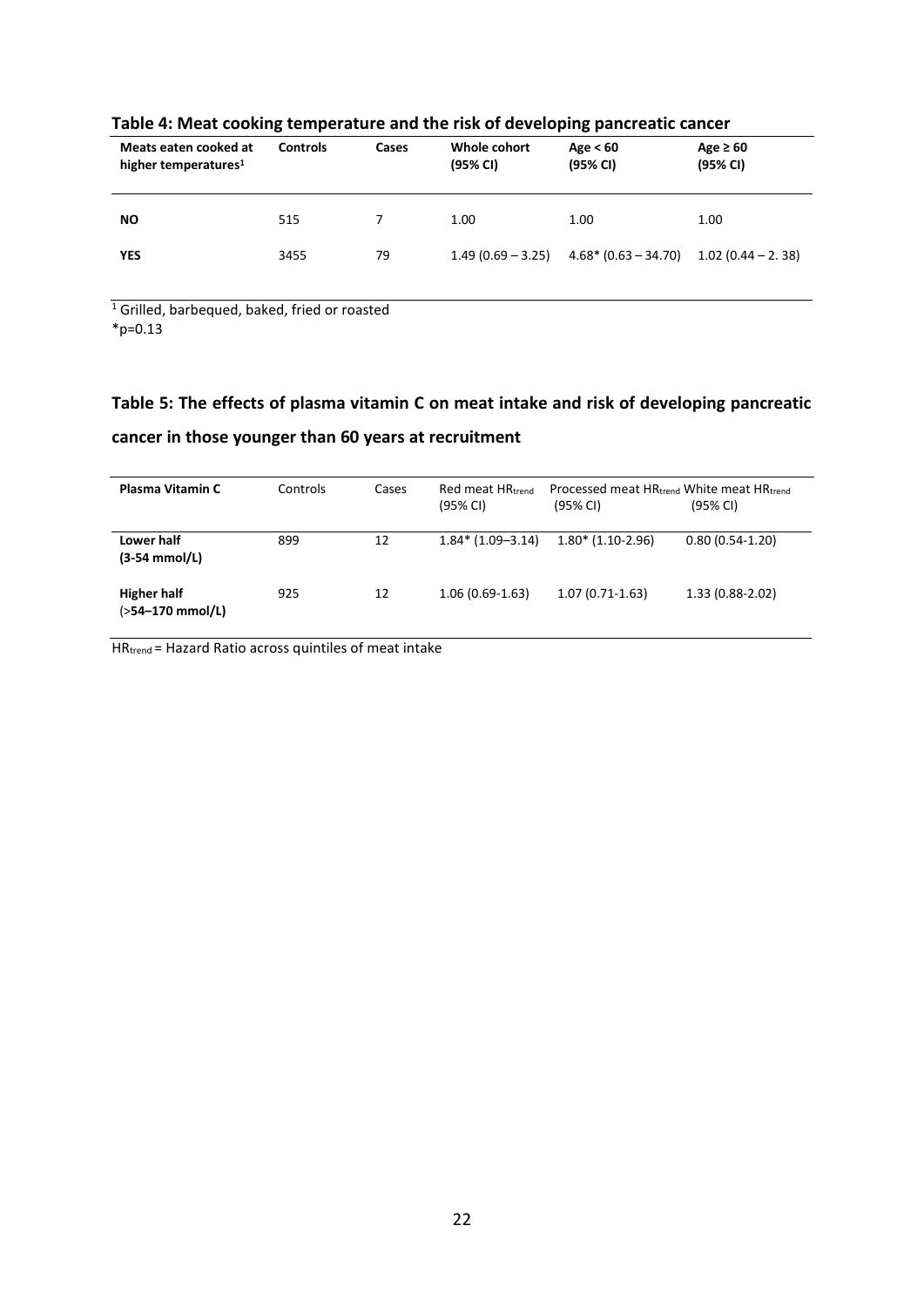**Table 4: Meat cooking temperature and the risk of developing pancreatic cancer**

| Meats eaten cooked at higher temperatures[1] | Controls | Cases | Whole cohort (95% CI) | Age < 60 (95% CI) | Age ≥ 60 (95% CI) |
|---|---|---|---|---|---|
| NO | 515 | 7 | 1.00 | 1.00 | 1.00 |
| YES | 3455 | 79 | 1.49 (0.69 – 3.25) | 4.68* (0.63 – 34.70) | 1.02 (0.44 – 2. 38) |

[1] Grilled, barbequed, baked, fried or roasted
*p=0.13

**Table 5: The effects of plasma vitamin C on meat intake and risk of developing pancreatic cancer in those younger than 60 years at recruitment**

| Plasma Vitamin C | Controls | Cases | Red meat $HR_{trend}$ (95% CI) | Processed meat $HR_{trend}$ (95% CI) | White meat $HR_{trend}$ (95% CI) |
|---|---|---|---|---|---|
| **Lower half (3-54 mmol/L)** | 899 | 12 | 1.84* (1.09–3.14) | 1.80* (1.10-2.96) | 0.80 (0.54-1.20) |
| **Higher half (>54–170 mmol/L)** | 925 | 12 | 1.06 (0.69-1.63) | 1.07 (0.71-1.63) | 1.33 (0.88-2.02) |

$HR_{trend}$ = Hazard Ratio across quintiles of meat intake